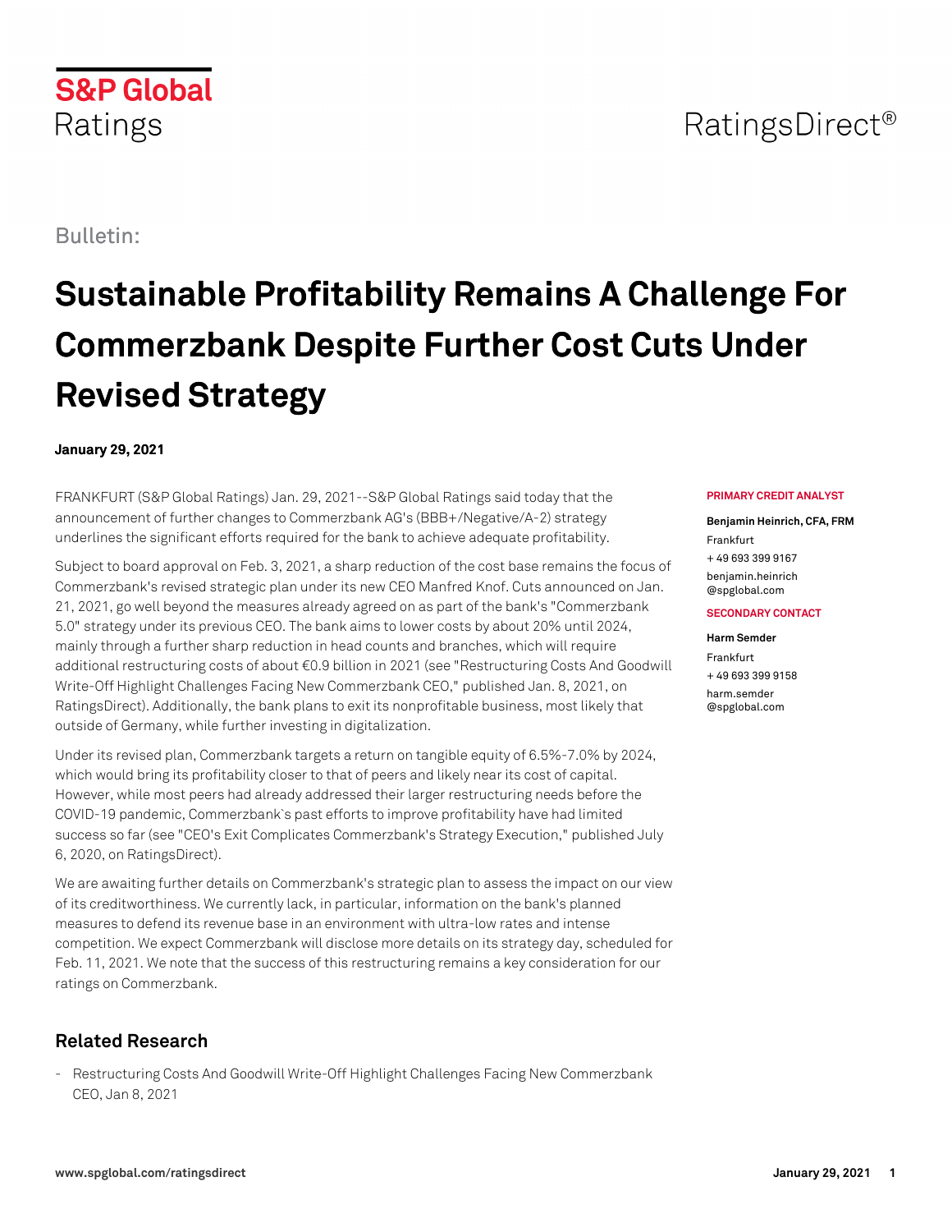S&P Global Ratings

RatingsDirect®

Bulletin:

# Sustainable Profitability Remains A Challenge For Commerzbank Despite Further Cost Cuts Under Revised Strategy

**January 29, 2021**

**PRIMARY CREDIT ANALYST**

**Benjamin Heinrich, CFA, FRM**
Frankfurt
+ 49 693 399 9167
benjamin.heinrich@spglobal.com

**SECONDARY CONTACT**

**Harm Semder**
Frankfurt
+ 49 693 399 9158
harm.semder@spglobal.com

FRANKFURT (S&P Global Ratings) Jan. 29, 2021--S&P Global Ratings said today that the announcement of further changes to Commerzbank AG's (BBB+/Negative/A-2) strategy underlines the significant efforts required for the bank to achieve adequate profitability.

Subject to board approval on Feb. 3, 2021, a sharp reduction of the cost base remains the focus of Commerzbank's revised strategic plan under its new CEO Manfred Knof. Cuts announced on Jan. 21, 2021, go well beyond the measures already agreed on as part of the bank's "Commerzbank 5.0" strategy under its previous CEO. The bank aims to lower costs by about 20% until 2024, mainly through a further sharp reduction in head counts and branches, which will require additional restructuring costs of about €0.9 billion in 2021 (see "Restructuring Costs And Goodwill Write-Off Highlight Challenges Facing New Commerzbank CEO," published Jan. 8, 2021, on RatingsDirect). Additionally, the bank plans to exit its nonprofitable business, most likely that outside of Germany, while further investing in digitalization.

Under its revised plan, Commerzbank targets a return on tangible equity of 6.5%-7.0% by 2024, which would bring its profitability closer to that of peers and likely near its cost of capital. However, while most peers had already addressed their larger restructuring needs before the COVID-19 pandemic, Commerzbank`s past efforts to improve profitability have had limited success so far (see "CEO's Exit Complicates Commerzbank's Strategy Execution," published July 6, 2020, on RatingsDirect).

We are awaiting further details on Commerzbank's strategic plan to assess the impact on our view of its creditworthiness. We currently lack, in particular, information on the bank's planned measures to defend its revenue base in an environment with ultra-low rates and intense competition. We expect Commerzbank will disclose more details on its strategy day, scheduled for Feb. 11, 2021. We note that the success of this restructuring remains a key consideration for our ratings on Commerzbank.

## Related Research

- Restructuring Costs And Goodwill Write-Off Highlight Challenges Facing New Commerzbank CEO, Jan 8, 2021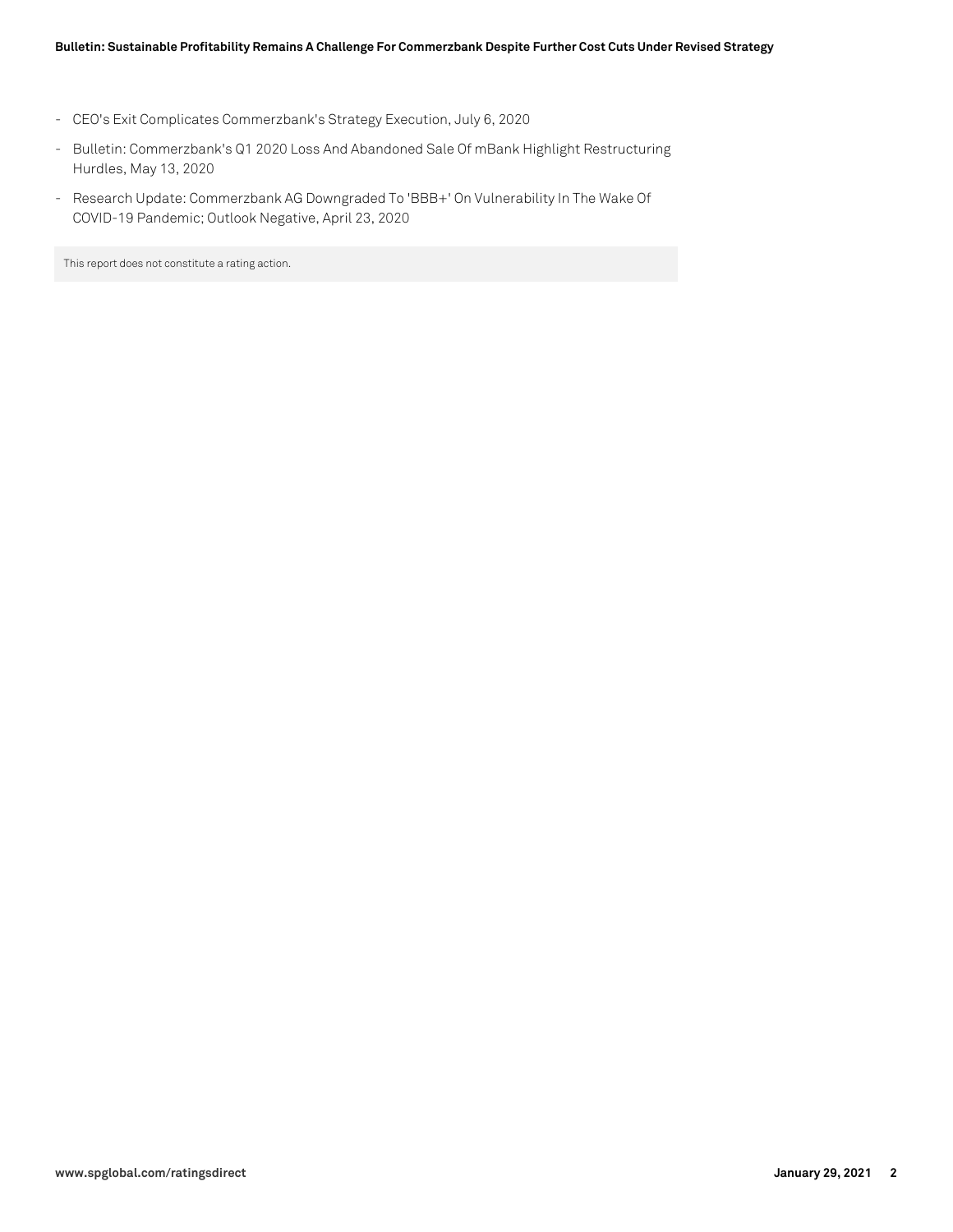- CEO's Exit Complicates Commerzbank's Strategy Execution, July 6, 2020
- Bulletin: Commerzbank's Q1 2020 Loss And Abandoned Sale Of mBank Highlight Restructuring Hurdles, May 13, 2020
- Research Update: Commerzbank AG Downgraded To 'BBB+' On Vulnerability In The Wake Of COVID-19 Pandemic; Outlook Negative, April 23, 2020

This report does not constitute a rating action.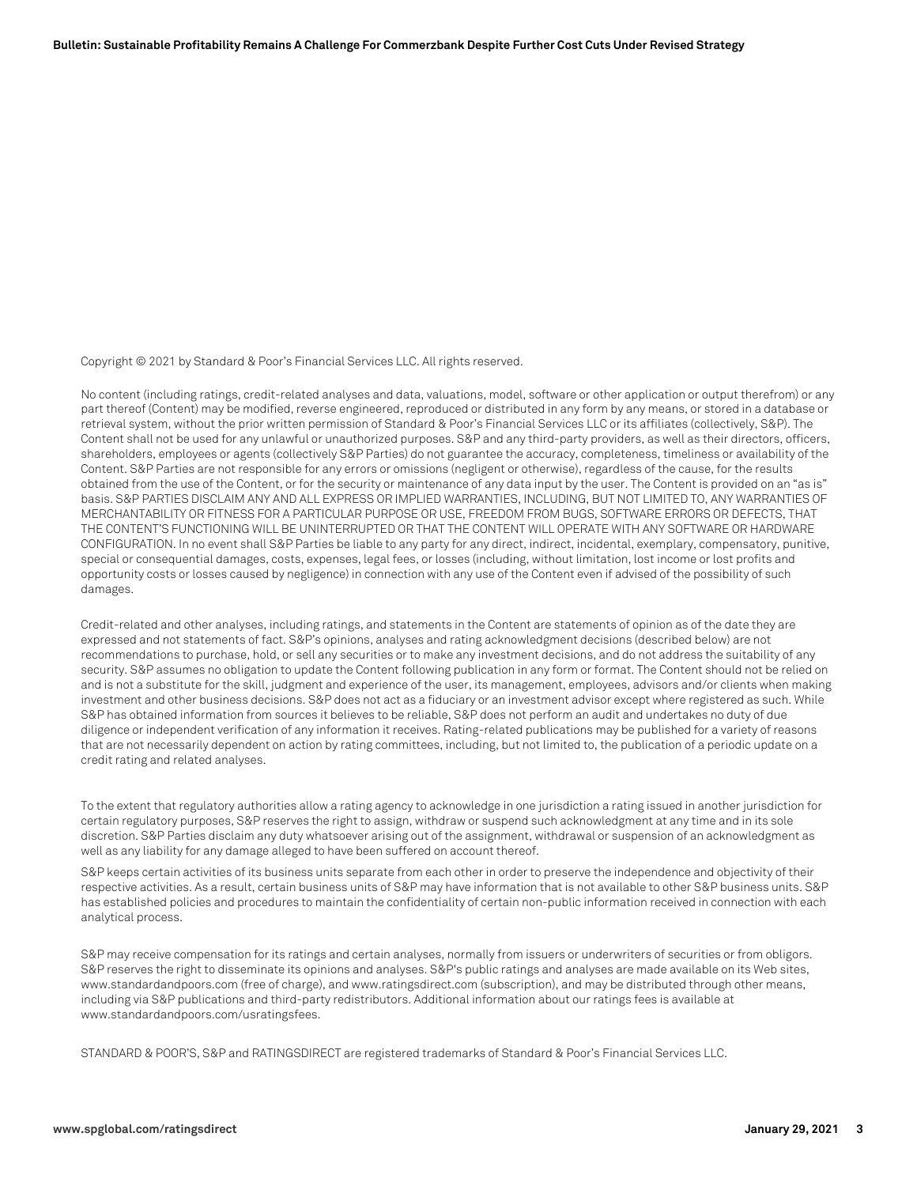Copyright © 2021 by Standard & Poor's Financial Services LLC. All rights reserved.

No content (including ratings, credit-related analyses and data, valuations, model, software or other application or output therefrom) or any part thereof (Content) may be modified, reverse engineered, reproduced or distributed in any form by any means, or stored in a database or retrieval system, without the prior written permission of Standard & Poor's Financial Services LLC or its affiliates (collectively, S&P). The Content shall not be used for any unlawful or unauthorized purposes. S&P and any third-party providers, as well as their directors, officers, shareholders, employees or agents (collectively S&P Parties) do not guarantee the accuracy, completeness, timeliness or availability of the Content. S&P Parties are not responsible for any errors or omissions (negligent or otherwise), regardless of the cause, for the results obtained from the use of the Content, or for the security or maintenance of any data input by the user. The Content is provided on an "as is" basis. S&P PARTIES DISCLAIM ANY AND ALL EXPRESS OR IMPLIED WARRANTIES, INCLUDING, BUT NOT LIMITED TO, ANY WARRANTIES OF MERCHANTABILITY OR FITNESS FOR A PARTICULAR PURPOSE OR USE, FREEDOM FROM BUGS, SOFTWARE ERRORS OR DEFECTS, THAT THE CONTENT'S FUNCTIONING WILL BE UNINTERRUPTED OR THAT THE CONTENT WILL OPERATE WITH ANY SOFTWARE OR HARDWARE CONFIGURATION. In no event shall S&P Parties be liable to any party for any direct, indirect, incidental, exemplary, compensatory, punitive, special or consequential damages, costs, expenses, legal fees, or losses (including, without limitation, lost income or lost profits and opportunity costs or losses caused by negligence) in connection with any use of the Content even if advised of the possibility of such damages.

Credit-related and other analyses, including ratings, and statements in the Content are statements of opinion as of the date they are expressed and not statements of fact. S&P's opinions, analyses and rating acknowledgment decisions (described below) are not recommendations to purchase, hold, or sell any securities or to make any investment decisions, and do not address the suitability of any security. S&P assumes no obligation to update the Content following publication in any form or format. The Content should not be relied on and is not a substitute for the skill, judgment and experience of the user, its management, employees, advisors and/or clients when making investment and other business decisions. S&P does not act as a fiduciary or an investment advisor except where registered as such. While S&P has obtained information from sources it believes to be reliable, S&P does not perform an audit and undertakes no duty of due diligence or independent verification of any information it receives. Rating-related publications may be published for a variety of reasons that are not necessarily dependent on action by rating committees, including, but not limited to, the publication of a periodic update on a credit rating and related analyses.

To the extent that regulatory authorities allow a rating agency to acknowledge in one jurisdiction a rating issued in another jurisdiction for certain regulatory purposes, S&P reserves the right to assign, withdraw or suspend such acknowledgment at any time and in its sole discretion. S&P Parties disclaim any duty whatsoever arising out of the assignment, withdrawal or suspension of an acknowledgment as well as any liability for any damage alleged to have been suffered on account thereof.

S&P keeps certain activities of its business units separate from each other in order to preserve the independence and objectivity of their respective activities. As a result, certain business units of S&P may have information that is not available to other S&P business units. S&P has established policies and procedures to maintain the confidentiality of certain non-public information received in connection with each analytical process.

S&P may receive compensation for its ratings and certain analyses, normally from issuers or underwriters of securities or from obligors. S&P reserves the right to disseminate its opinions and analyses. S&P's public ratings and analyses are made available on its Web sites, www.standardandpoors.com (free of charge), and www.ratingsdirect.com (subscription), and may be distributed through other means, including via S&P publications and third-party redistributors. Additional information about our ratings fees is available at www.standardandpoors.com/usratingsfees.

STANDARD & POOR'S, S&P and RATINGSDIRECT are registered trademarks of Standard & Poor's Financial Services LLC.